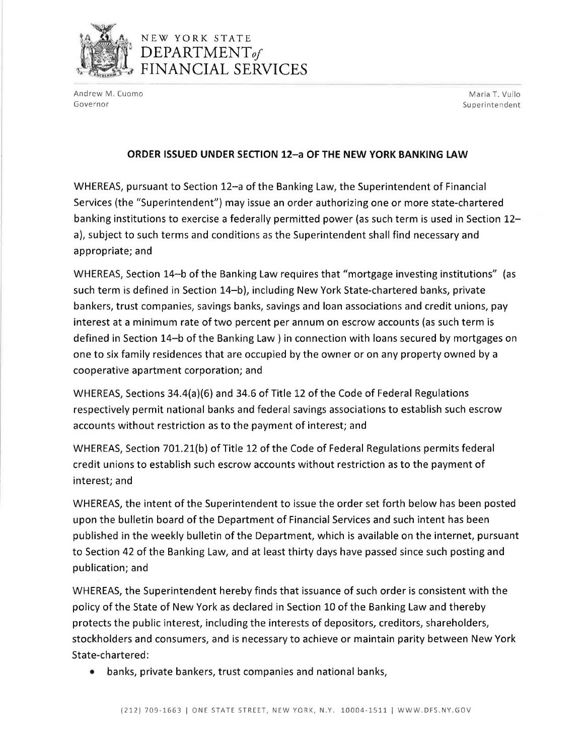NEW YORK STATE
DEPARTMENT *of*
FINANCIAL SERVICES

Andrew M. Cuomo
Governor

Maria T. Vullo
Superintendent

## ORDER ISSUED UNDER SECTION 12–a OF THE NEW YORK BANKING LAW

WHEREAS, pursuant to Section 12–a of the Banking Law, the Superintendent of Financial Services (the "Superintendent") may issue an order authorizing one or more state-chartered banking institutions to exercise a federally permitted power (as such term is used in Section 12–a), subject to such terms and conditions as the Superintendent shall find necessary and appropriate; and

WHEREAS, Section 14–b of the Banking Law requires that "mortgage investing institutions" (as such term is defined in Section 14–b), including New York State-chartered banks, private bankers, trust companies, savings banks, savings and loan associations and credit unions, pay interest at a minimum rate of two percent per annum on escrow accounts (as such term is defined in Section 14–b of the Banking Law ) in connection with loans secured by mortgages on one to six family residences that are occupied by the owner or on any property owned by a cooperative apartment corporation; and

WHEREAS, Sections 34.4(a)(6) and 34.6 of Title 12 of the Code of Federal Regulations respectively permit national banks and federal savings associations to establish such escrow accounts without restriction as to the payment of interest; and

WHEREAS, Section 701.21(b) of Title 12 of the Code of Federal Regulations permits federal credit unions to establish such escrow accounts without restriction as to the payment of interest; and

WHEREAS, the intent of the Superintendent to issue the order set forth below has been posted upon the bulletin board of the Department of Financial Services and such intent has been published in the weekly bulletin of the Department, which is available on the internet, pursuant to Section 42 of the Banking Law, and at least thirty days have passed since such posting and publication; and

WHEREAS, the Superintendent hereby finds that issuance of such order is consistent with the policy of the State of New York as declared in Section 10 of the Banking Law and thereby protects the public interest, including the interests of depositors, creditors, shareholders, stockholders and consumers, and is necessary to achieve or maintain parity between New York State-chartered:

- banks, private bankers, trust companies and national banks,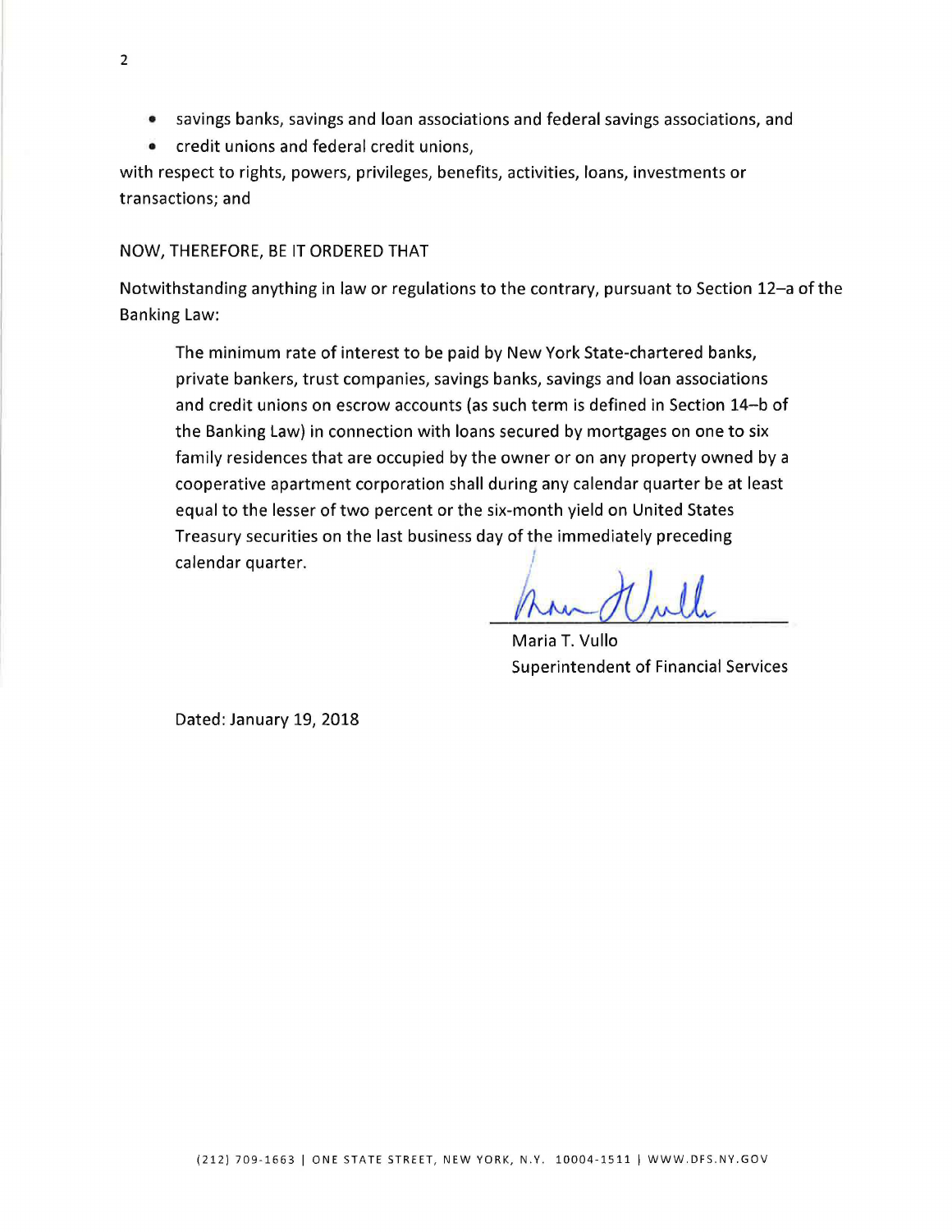- savings banks, savings and loan associations and federal savings associations, and
- credit unions and federal credit unions,

with respect to rights, powers, privileges, benefits, activities, loans, investments or transactions; and

NOW, THEREFORE, BE IT ORDERED THAT

Notwithstanding anything in law or regulations to the contrary, pursuant to Section 12–a of the Banking Law:

> The minimum rate of interest to be paid by New York State-chartered banks, private bankers, trust companies, savings banks, savings and loan associations and credit unions on escrow accounts (as such term is defined in Section 14–b of the Banking Law) in connection with loans secured by mortgages on one to six family residences that are occupied by the owner or on any property owned by a cooperative apartment corporation shall during any calendar quarter be at least equal to the lesser of two percent or the six-month yield on United States Treasury securities on the last business day of the immediately preceding calendar quarter.

Maria T. Vullo
Superintendent of Financial Services

Dated: January 19, 2018

(212) 709-1663 | ONE STATE STREET, NEW YORK, N.Y. 10004-1511 | WWW.DFS.NY.GOV